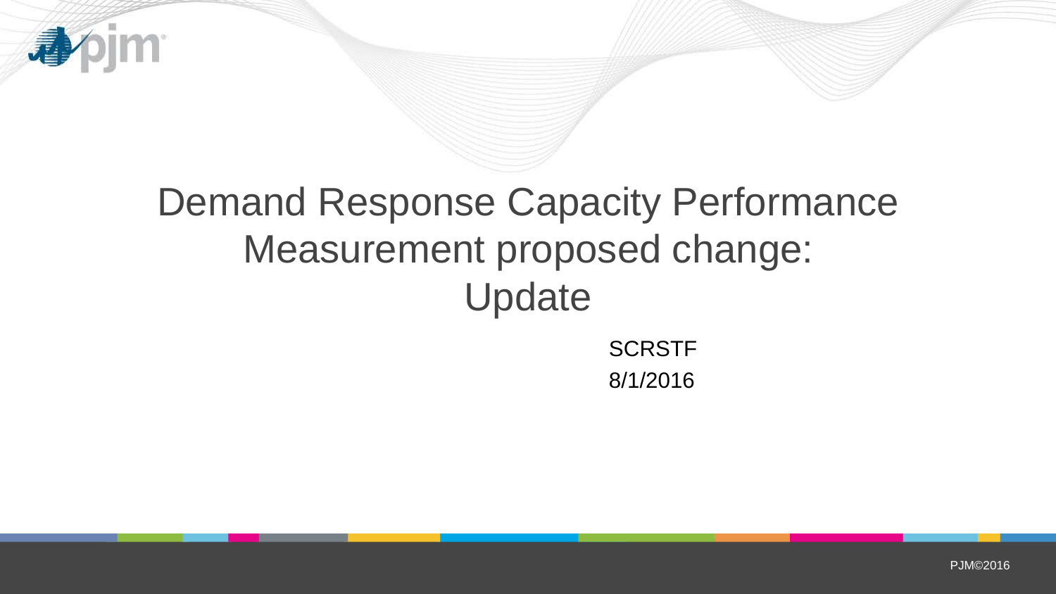# Demand Response Capacity Performance Measurement proposed change: Update

SCRSTF

8/1/2016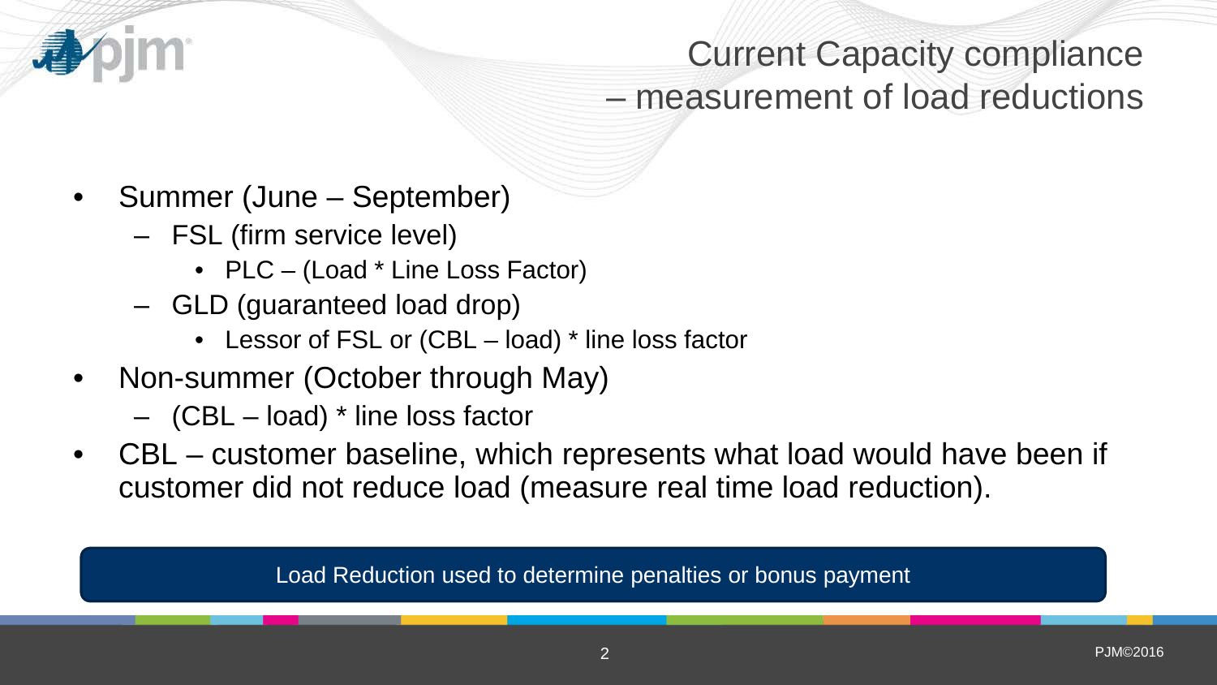# Current Capacity compliance – measurement of load reductions

- Summer (June – September)
  - FSL (firm service level)
    - PLC – (Load * Line Loss Factor)
  - GLD (guaranteed load drop)
    - Lessor of FSL or (CBL – load) * line loss factor
- Non-summer (October through May)
  - (CBL – load) * line loss factor
- CBL – customer baseline, which represents what load would have been if customer did not reduce load (measure real time load reduction).

Load Reduction used to determine penalties or bonus payment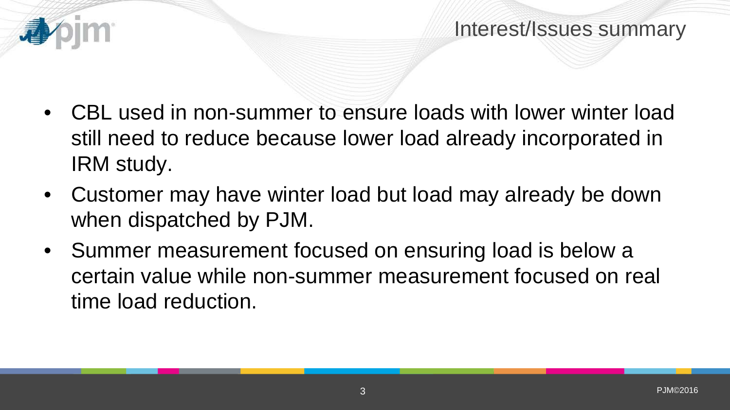## Interest/Issues summary

- CBL used in non-summer to ensure loads with lower winter load still need to reduce because lower load already incorporated in IRM study.
- Customer may have winter load but load may already be down when dispatched by PJM.
- Summer measurement focused on ensuring load is below a certain value while non-summer measurement focused on real time load reduction.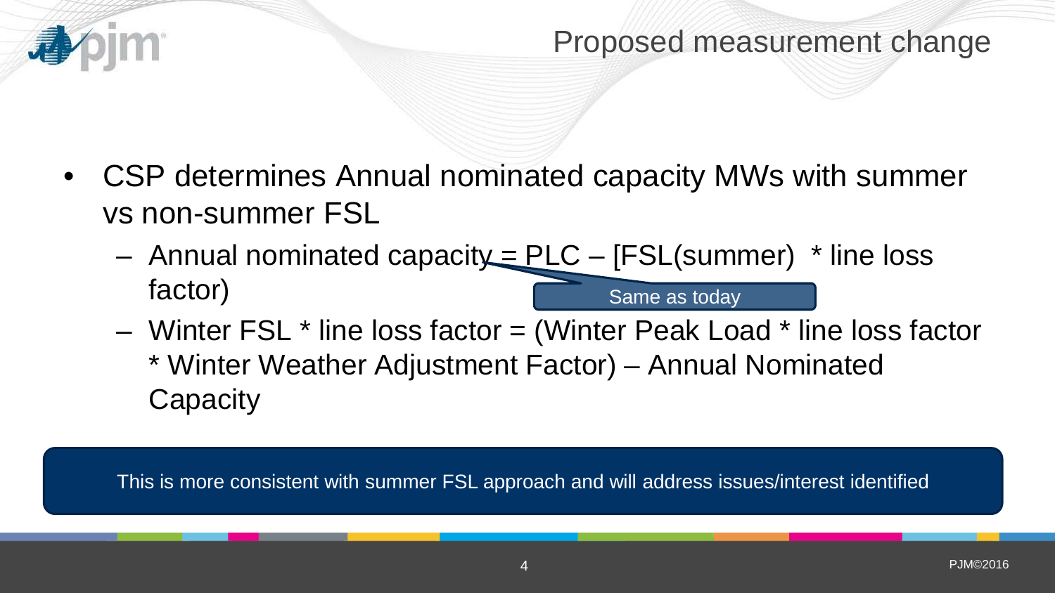# Proposed measurement change

- CSP determines Annual nominated capacity MWs with summer vs non-summer FSL
  - Annual nominated capacity = PLC – [FSL(summer) * line loss factor)

    Same as today

  - Winter FSL * line loss factor = (Winter Peak Load * line loss factor * Winter Weather Adjustment Factor) – Annual Nominated Capacity

This is more consistent with summer FSL approach and will address issues/interest identified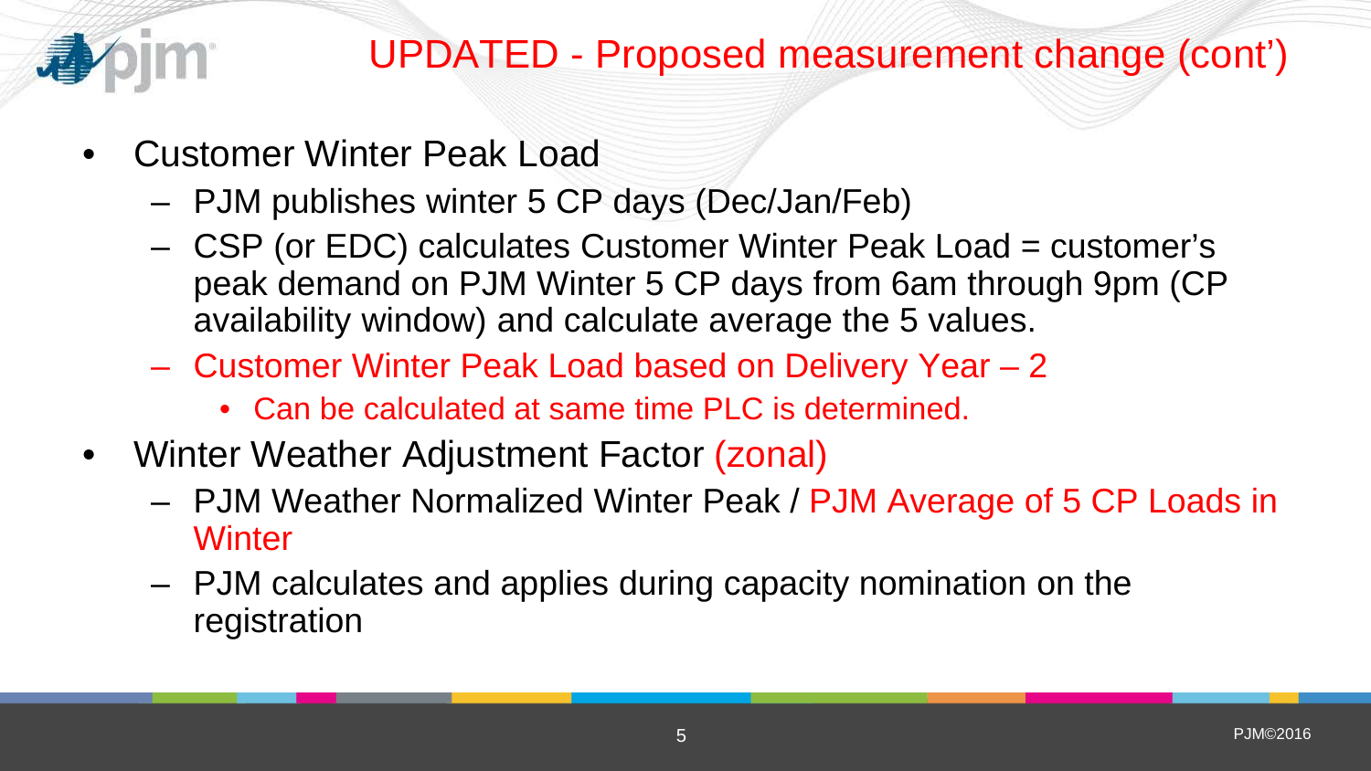# UPDATED - Proposed measurement change (cont')

- Customer Winter Peak Load
  - PJM publishes winter 5 CP days (Dec/Jan/Feb)
  - CSP (or EDC) calculates Customer Winter Peak Load = customer's peak demand on PJM Winter 5 CP days from 6am through 9pm (CP availability window) and calculate average the 5 values.
  - Customer Winter Peak Load based on Delivery Year – 2
    - Can be calculated at same time PLC is determined.
- Winter Weather Adjustment Factor (zonal)
  - PJM Weather Normalized Winter Peak / PJM Average of 5 CP Loads in Winter
  - PJM calculates and applies during capacity nomination on the registration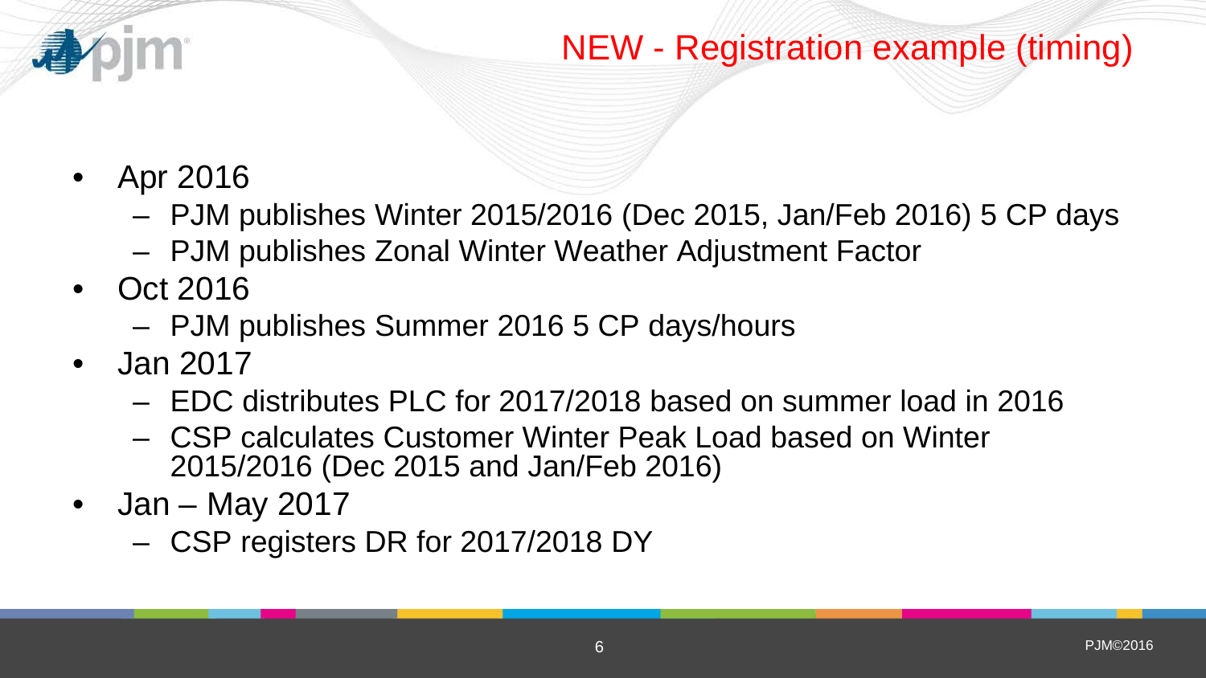# NEW - Registration example (timing)

- Apr 2016
  - PJM publishes Winter 2015/2016 (Dec 2015, Jan/Feb 2016) 5 CP days
  - PJM publishes Zonal Winter Weather Adjustment Factor
- Oct 2016
  - PJM publishes Summer 2016 5 CP days/hours
- Jan 2017
  - EDC distributes PLC for 2017/2018 based on summer load in 2016
  - CSP calculates Customer Winter Peak Load based on Winter 2015/2016 (Dec 2015 and Jan/Feb 2016)
- Jan – May 2017
  - CSP registers DR for 2017/2018 DY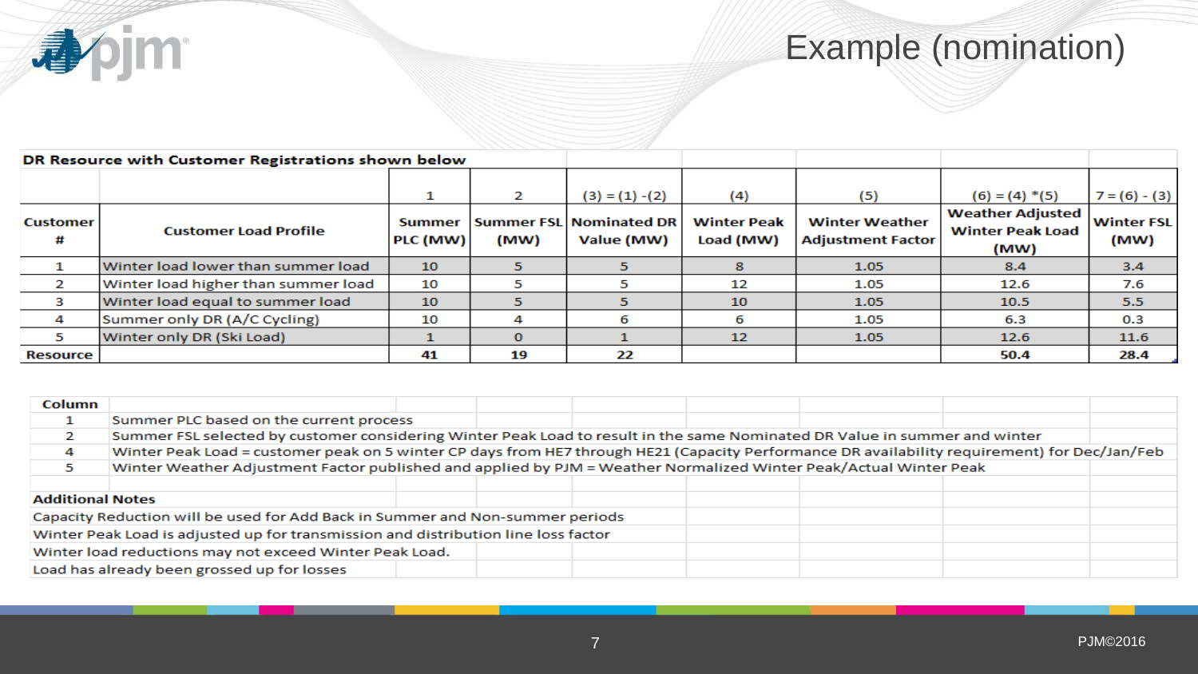# Example (nomination)

**DR Resource with Customer Registrations shown below**

| | | 1 | 2 | (3) = (1) - (2) | (4) | (5) | (6) = (4) *(5) | 7 = (6) - (3) |
|---|---|---|---|---|---|---|---|---|
| **Customer #** | **Customer Load Profile** | **Summer PLC (MW)** | **Summer FSL (MW)** | **Nominated DR Value (MW)** | **Winter Peak Load (MW)** | **Winter Weather Adjustment Factor** | **Weather Adjusted Winter Peak Load (MW)** | **Winter FSL (MW)** |
| 1 | Winter load lower than summer load | 10 | 5 | 5 | 8 | 1.05 | 8.4 | 3.4 |
| 2 | Winter load higher than summer load | 10 | 5 | 5 | 12 | 1.05 | 12.6 | 7.6 |
| 3 | Winter load equal to summer load | 10 | 5 | 5 | 10 | 1.05 | 10.5 | 5.5 |
| 4 | Summer only DR (A/C Cycling) | 10 | 4 | 6 | 6 | 1.05 | 6.3 | 0.3 |
| 5 | Winter only DR (Ski Load) | 1 | 0 | 1 | 12 | 1.05 | 12.6 | 11.6 |
| **Resource** | | **41** | **19** | **22** | | | **50.4** | **28.4** |

| Column | |
|---|---|
| 1 | Summer PLC based on the current process |
| 2 | Summer FSL selected by customer considering Winter Peak Load to result in the same Nominated DR Value in summer and winter |
| 4 | Winter Peak Load = customer peak on 5 winter CP days from HE7 through HE21 (Capacity Performance DR availability requirement) for Dec/Jan/Feb |
| 5 | Winter Weather Adjustment Factor published and applied by PJM = Weather Normalized Winter Peak/Actual Winter Peak |

**Additional Notes**

Capacity Reduction will be used for Add Back in Summer and Non-summer periods

Winter Peak Load is adjusted up for transmission and distribution line loss factor

Winter load reductions may not exceed Winter Peak Load.

Load has already been grossed up for losses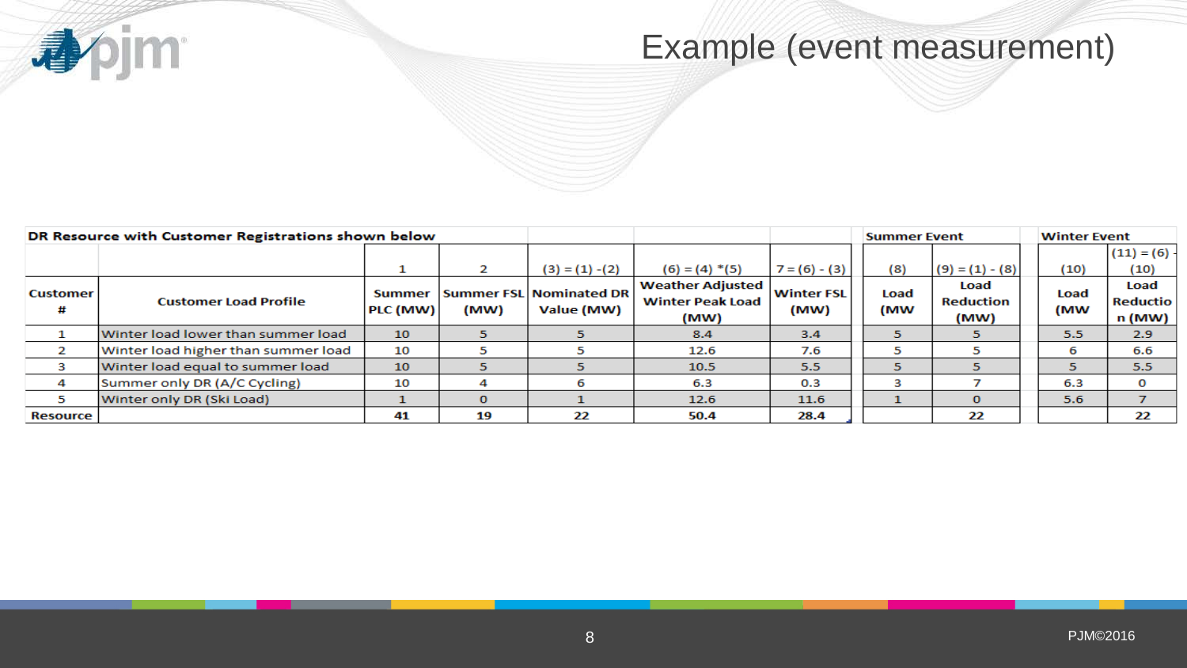# Example (event measurement)

| DR Resource with Customer Registrations shown below | | | | | | | Summer Event | | Winter Event | |
|---|---|---|---|---|---|---|---|---|---|---|
| | | 1 | 2 | (3) = (1) -(2) | (6) = (4) *(5) | 7 = (6) - (3) | (8) | (9) = (1) - (8) | (10) | (11) = (6) - (10) |
| Customer # | Customer Load Profile | Summer PLC (MW) | Summer FSL (MW) | Nominated DR Value (MW) | Weather Adjusted Winter Peak Load (MW) | Winter FSL (MW) | Load (MW | Load Reduction (MW) | Load (MW | Load Reduction (MW) |
| 1 | Winter load lower than summer load | 10 | 5 | 5 | 8.4 | 3.4 | 5 | 5 | 5.5 | 2.9 |
| 2 | Winter load higher than summer load | 10 | 5 | 5 | 12.6 | 7.6 | 5 | 5 | 6 | 6.6 |
| 3 | Winter load equal to summer load | 10 | 5 | 5 | 10.5 | 5.5 | 5 | 5 | 5 | 5.5 |
| 4 | Summer only DR (A/C Cycling) | 10 | 4 | 6 | 6.3 | 0.3 | 3 | 7 | 6.3 | 0 |
| 5 | Winter only DR (Ski Load) | 1 | 0 | 1 | 12.6 | 11.6 | 1 | 0 | 5.6 | 7 |
| Resource | | 41 | 19 | 22 | 50.4 | 28.4 | | 22 | | 22 |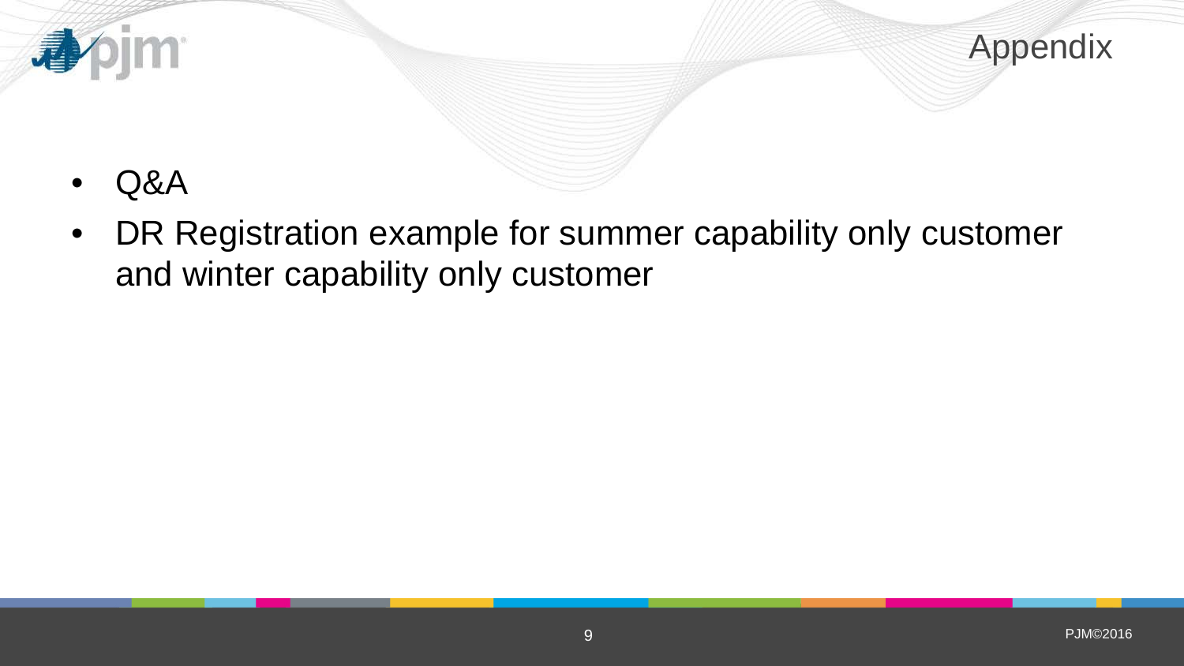# Appendix

- Q&A
- DR Registration example for summer capability only customer and winter capability only customer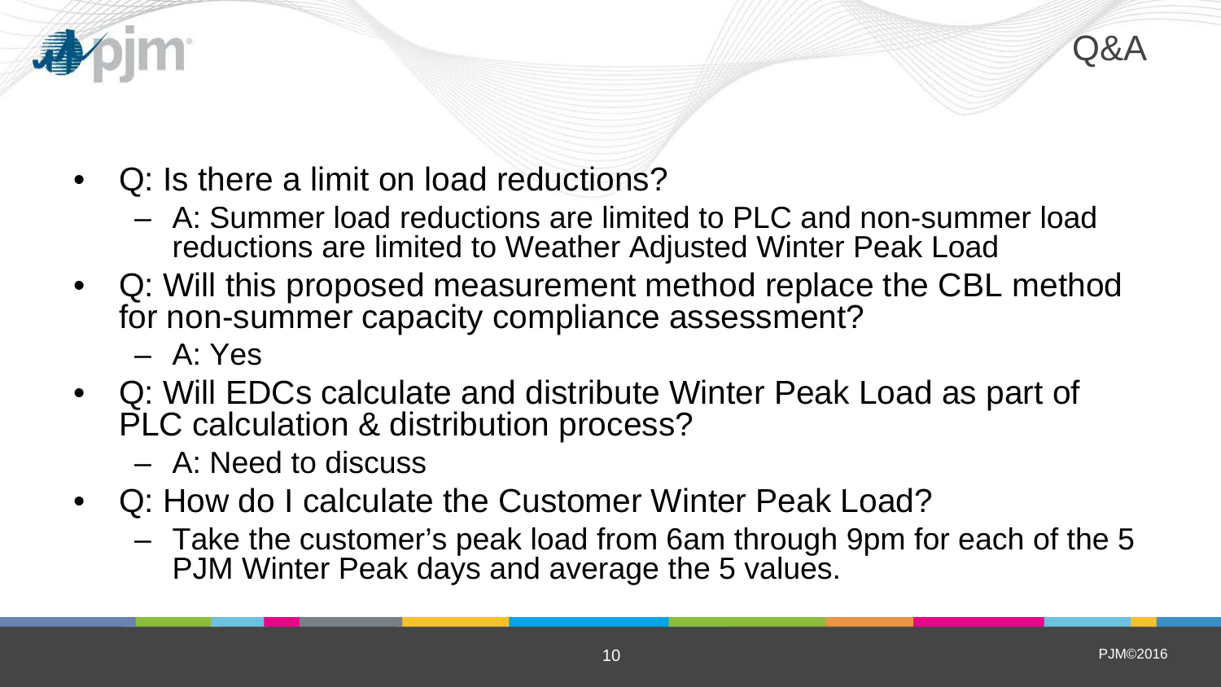# Q&A

- Q: Is there a limit on load reductions?
  - A: Summer load reductions are limited to PLC and non-summer load reductions are limited to Weather Adjusted Winter Peak Load
- Q: Will this proposed measurement method replace the CBL method for non-summer capacity compliance assessment?
  - A: Yes
- Q: Will EDCs calculate and distribute Winter Peak Load as part of PLC calculation & distribution process?
  - A: Need to discuss
- Q: How do I calculate the Customer Winter Peak Load?
  - Take the customer's peak load from 6am through 9pm for each of the 5 PJM Winter Peak days and average the 5 values.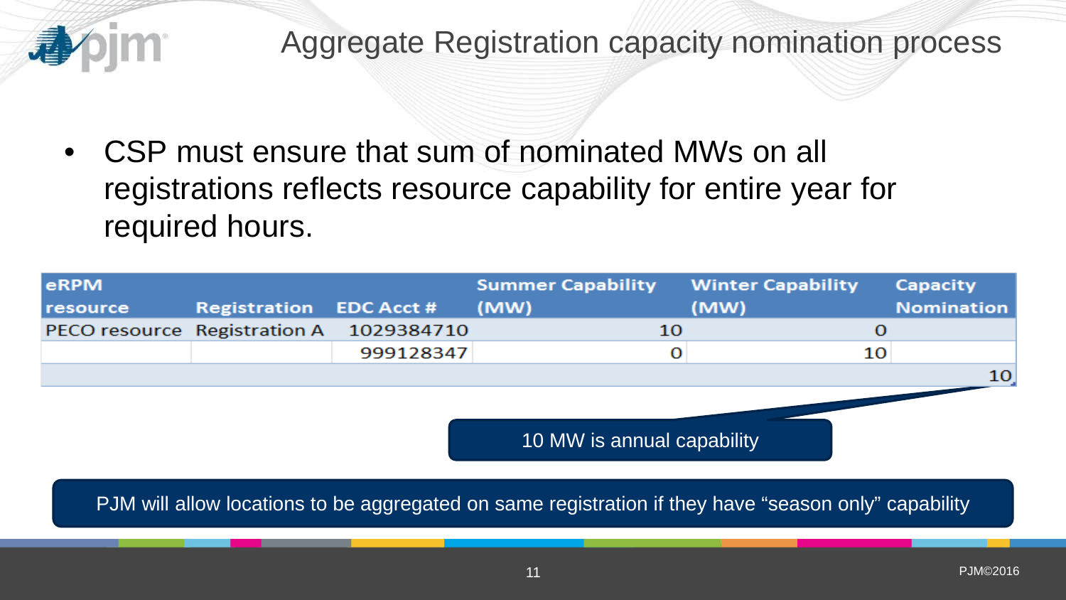# Aggregate Registration capacity nomination process

- CSP must ensure that sum of nominated MWs on all registrations reflects resource capability for entire year for required hours.

| eRPM resource | Registration | EDC Acct # | Summer Capability (MW) | Winter Capability (MW) | Capacity Nomination |
|---|---|---|---|---|---|
| PECO resource | Registration A | 1029384710 | 10 | 0 | |
| | | 999128347 | 0 | 10 | |
| | | | | | 10 |

10 MW is annual capability

PJM will allow locations to be aggregated on same registration if they have "season only" capability

PJM©2016